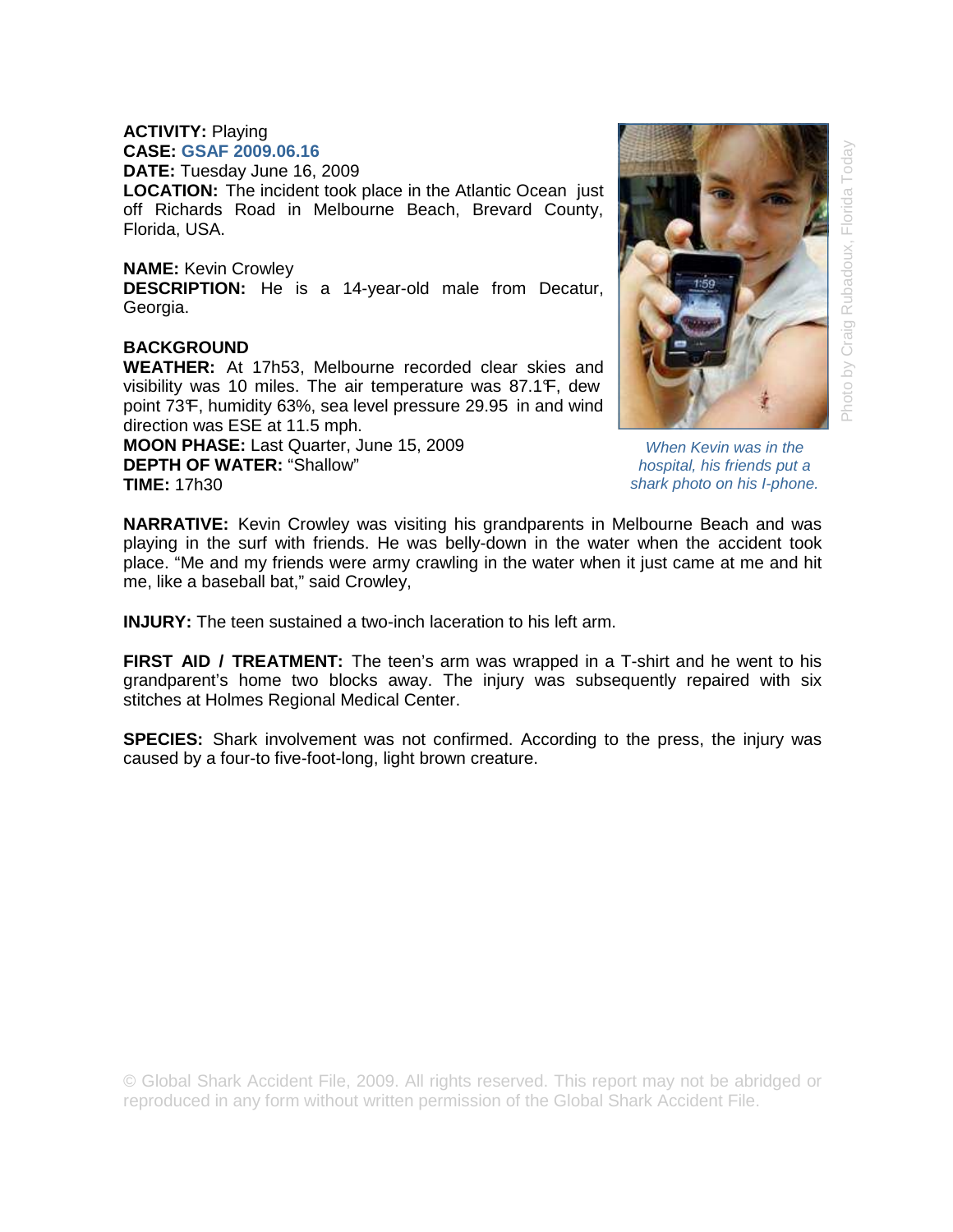**ACTIVITY:** Playing
**CASE:** GSAF 2009.06.16
**DATE:** Tuesday June 16, 2009
**LOCATION:** The incident took place in the Atlantic Ocean just off Richards Road in Melbourne Beach, Brevard County, Florida, USA.

**NAME:** Kevin Crowley
**DESCRIPTION:** He is a 14-year-old male from Decatur, Georgia.

**BACKGROUND**
**WEATHER:** At 17h53, Melbourne recorded clear skies and visibility was 10 miles. The air temperature was 87.1℉, dew point 73℉, humidity 63%, sea level pressure 29.95 in and wind direction was ESE at 11.5 mph.
**MOON PHASE:** Last Quarter, June 15, 2009
**DEPTH OF WATER:** "Shallow"
**TIME:** 17h30

*When Kevin was in the hospital, his friends put a shark photo on his I-phone.*

Photo by Craig Rubadoux, Florida Today

**NARRATIVE:** Kevin Crowley was visiting his grandparents in Melbourne Beach and was playing in the surf with friends. He was belly-down in the water when the accident took place. "Me and my friends were army crawling in the water when it just came at me and hit me, like a baseball bat," said Crowley,

**INJURY:** The teen sustained a two-inch laceration to his left arm.

**FIRST AID / TREATMENT:** The teen's arm was wrapped in a T-shirt and he went to his grandparent's home two blocks away. The injury was subsequently repaired with six stitches at Holmes Regional Medical Center.

**SPECIES:** Shark involvement was not confirmed. According to the press, the injury was caused by a four-to five-foot-long, light brown creature.

© Global Shark Accident File, 2009. All rights reserved. This report may not be abridged or reproduced in any form without written permission of the Global Shark Accident File.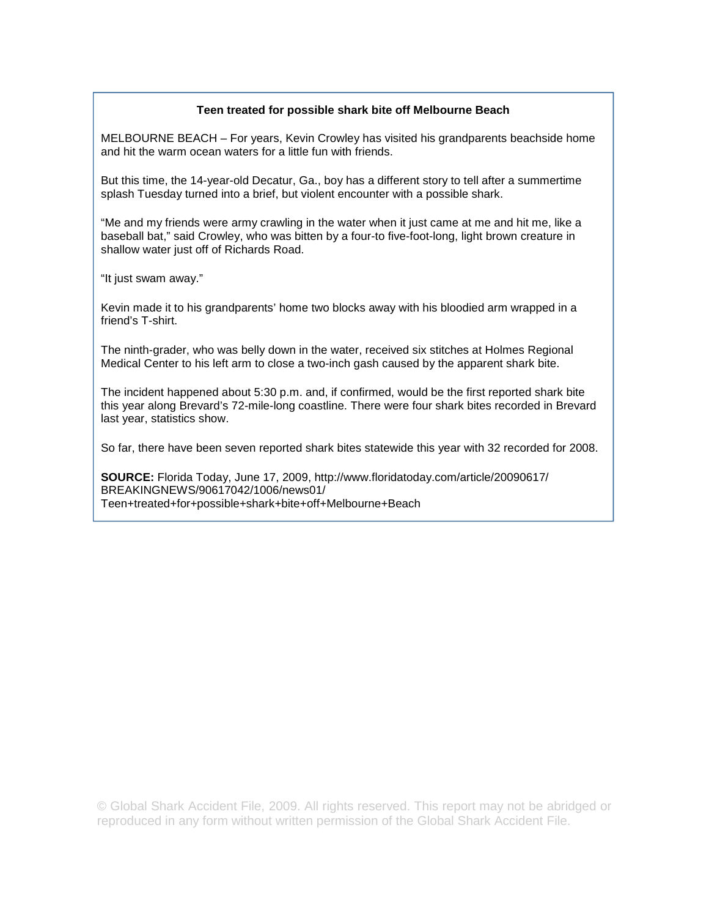**Teen treated for possible shark bite off Melbourne Beach**

MELBOURNE BEACH – For years, Kevin Crowley has visited his grandparents beachside home and hit the warm ocean waters for a little fun with friends.

But this time, the 14-year-old Decatur, Ga., boy has a different story to tell after a summertime splash Tuesday turned into a brief, but violent encounter with a possible shark.

“Me and my friends were army crawling in the water when it just came at me and hit me, like a baseball bat,” said Crowley, who was bitten by a four-to five-foot-long, light brown creature in shallow water just off of Richards Road.

“It just swam away.”

Kevin made it to his grandparents’ home two blocks away with his bloodied arm wrapped in a friend’s T-shirt.

The ninth-grader, who was belly down in the water, received six stitches at Holmes Regional Medical Center to his left arm to close a two-inch gash caused by the apparent shark bite.

The incident happened about 5:30 p.m. and, if confirmed, would be the first reported shark bite this year along Brevard’s 72-mile-long coastline. There were four shark bites recorded in Brevard last year, statistics show.

So far, there have been seven reported shark bites statewide this year with 32 recorded for 2008.

**SOURCE:** Florida Today, June 17, 2009, http://www.floridatoday.com/article/20090617/BREAKINGNEWS/90617042/1006/news01/Teen+treated+for+possible+shark+bite+off+Melbourne+Beach

© Global Shark Accident File, 2009. All rights reserved. This report may not be abridged or reproduced in any form without written permission of the Global Shark Accident File.